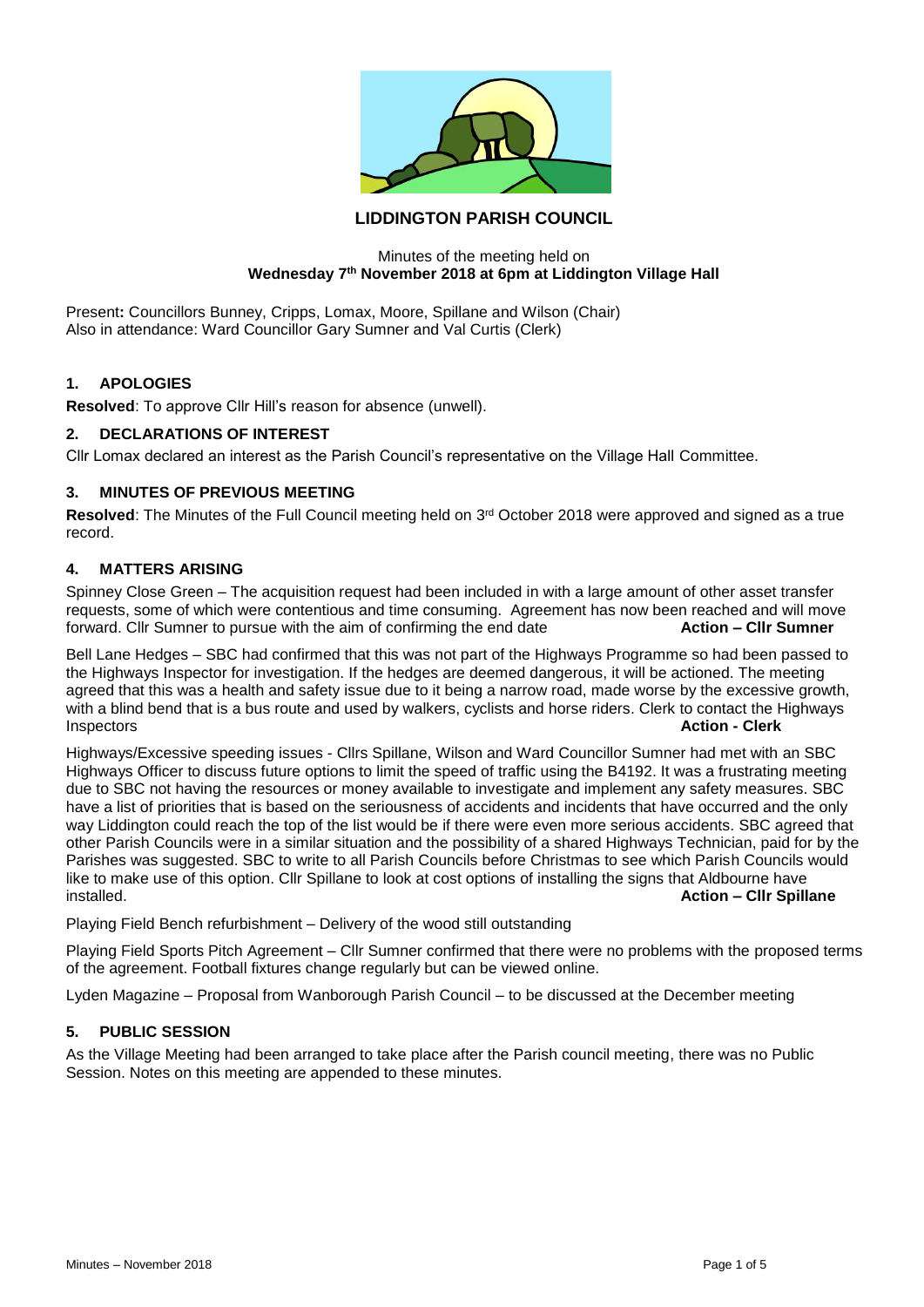# LIDDINGTON PARISH COUNCIL

Minutes of the meeting held on
**Wednesday 7th November 2018 at 6pm at Liddington Village Hall**

Present**:** Councillors Bunney, Cripps, Lomax, Moore, Spillane and Wilson (Chair)
Also in attendance: Ward Councillor Gary Sumner and Val Curtis (Clerk)

## 1. APOLOGIES

**Resolved**: To approve Cllr Hill's reason for absence (unwell).

## 2. DECLARATIONS OF INTEREST

Cllr Lomax declared an interest as the Parish Council's representative on the Village Hall Committee.

## 3. MINUTES OF PREVIOUS MEETING

**Resolved**: The Minutes of the Full Council meeting held on 3rd October 2018 were approved and signed as a true record.

## 4. MATTERS ARISING

Spinney Close Green – The acquisition request had been included in with a large amount of other asset transfer requests, some of which were contentious and time consuming. Agreement has now been reached and will move forward. Cllr Sumner to pursue with the aim of confirming the end date **Action – Cllr Sumner**

Bell Lane Hedges – SBC had confirmed that this was not part of the Highways Programme so had been passed to the Highways Inspector for investigation. If the hedges are deemed dangerous, it will be actioned. The meeting agreed that this was a health and safety issue due to it being a narrow road, made worse by the excessive growth, with a blind bend that is a bus route and used by walkers, cyclists and horse riders. Clerk to contact the Highways Inspectors **Action - Clerk**

Highways/Excessive speeding issues - Cllrs Spillane, Wilson and Ward Councillor Sumner had met with an SBC Highways Officer to discuss future options to limit the speed of traffic using the B4192. It was a frustrating meeting due to SBC not having the resources or money available to investigate and implement any safety measures. SBC have a list of priorities that is based on the seriousness of accidents and incidents that have occurred and the only way Liddington could reach the top of the list would be if there were even more serious accidents. SBC agreed that other Parish Councils were in a similar situation and the possibility of a shared Highways Technician, paid for by the Parishes was suggested. SBC to write to all Parish Councils before Christmas to see which Parish Councils would like to make use of this option. Cllr Spillane to look at cost options of installing the signs that Aldbourne have installed. **Action – Cllr Spillane**

Playing Field Bench refurbishment – Delivery of the wood still outstanding

Playing Field Sports Pitch Agreement – Cllr Sumner confirmed that there were no problems with the proposed terms of the agreement. Football fixtures change regularly but can be viewed online.

Lyden Magazine – Proposal from Wanborough Parish Council – to be discussed at the December meeting

## 5. PUBLIC SESSION

As the Village Meeting had been arranged to take place after the Parish council meeting, there was no Public Session. Notes on this meeting are appended to these minutes.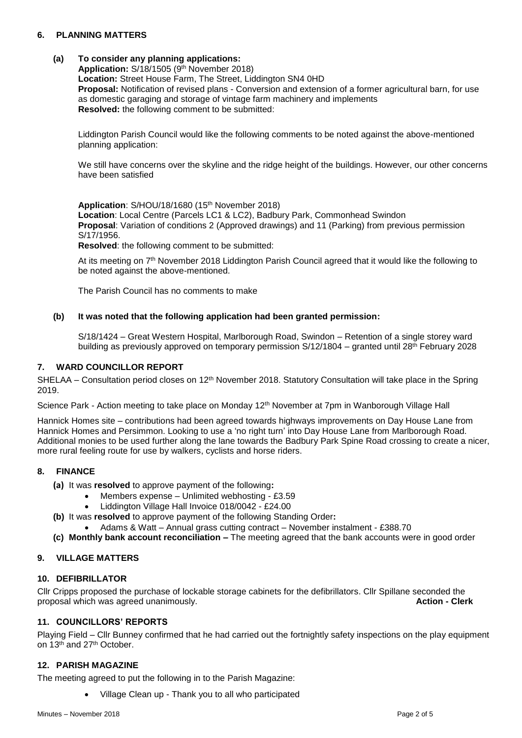## 6. PLANNING MATTERS

**(a) To consider any planning applications:**

**Application:** S/18/1505 (9th November 2018)
**Location:** Street House Farm, The Street, Liddington SN4 0HD
**Proposal:** Notification of revised plans - Conversion and extension of a former agricultural barn, for use as domestic garaging and storage of vintage farm machinery and implements
**Resolved:** the following comment to be submitted:

Liddington Parish Council would like the following comments to be noted against the above-mentioned planning application:

We still have concerns over the skyline and the ridge height of the buildings. However, our other concerns have been satisfied

**Application**: S/HOU/18/1680 (15th November 2018)
**Location**: Local Centre (Parcels LC1 & LC2), Badbury Park, Commonhead Swindon
**Proposal**: Variation of conditions 2 (Approved drawings) and 11 (Parking) from previous permission S/17/1956.
**Resolved**: the following comment to be submitted:

At its meeting on 7th November 2018 Liddington Parish Council agreed that it would like the following to be noted against the above-mentioned.

The Parish Council has no comments to make

**(b) It was noted that the following application had been granted permission:**

S/18/1424 – Great Western Hospital, Marlborough Road, Swindon – Retention of a single storey ward building as previously approved on temporary permission S/12/1804 – granted until 28th February 2028

## 7. WARD COUNCILLOR REPORT

SHELAA – Consultation period closes on 12th November 2018. Statutory Consultation will take place in the Spring 2019.

Science Park - Action meeting to take place on Monday 12th November at 7pm in Wanborough Village Hall

Hannick Homes site – contributions had been agreed towards highways improvements on Day House Lane from Hannick Homes and Persimmon. Looking to use a 'no right turn' into Day House Lane from Marlborough Road. Additional monies to be used further along the lane towards the Badbury Park Spine Road crossing to create a nicer, more rural feeling route for use by walkers, cyclists and horse riders.

## 8. FINANCE

**(a)** It was **resolved** to approve payment of the following**:**

- Members expense – Unlimited webhosting - £3.59
- Liddington Village Hall Invoice 018/0042 - £24.00

**(b)** It was **resolved** to approve payment of the following Standing Order**:**

- Adams & Watt – Annual grass cutting contract – November instalment - £388.70

**(c) Monthly bank account reconciliation –** The meeting agreed that the bank accounts were in good order

## 9. VILLAGE MATTERS

## 10. DEFIBRILLATOR

Cllr Cripps proposed the purchase of lockable storage cabinets for the defibrillators. Cllr Spillane seconded the proposal which was agreed unanimously. **Action - Clerk**

## 11. COUNCILLORS' REPORTS

Playing Field – Cllr Bunney confirmed that he had carried out the fortnightly safety inspections on the play equipment on 13th and 27th October.

## 12. PARISH MAGAZINE

The meeting agreed to put the following in to the Parish Magazine:

- Village Clean up - Thank you to all who participated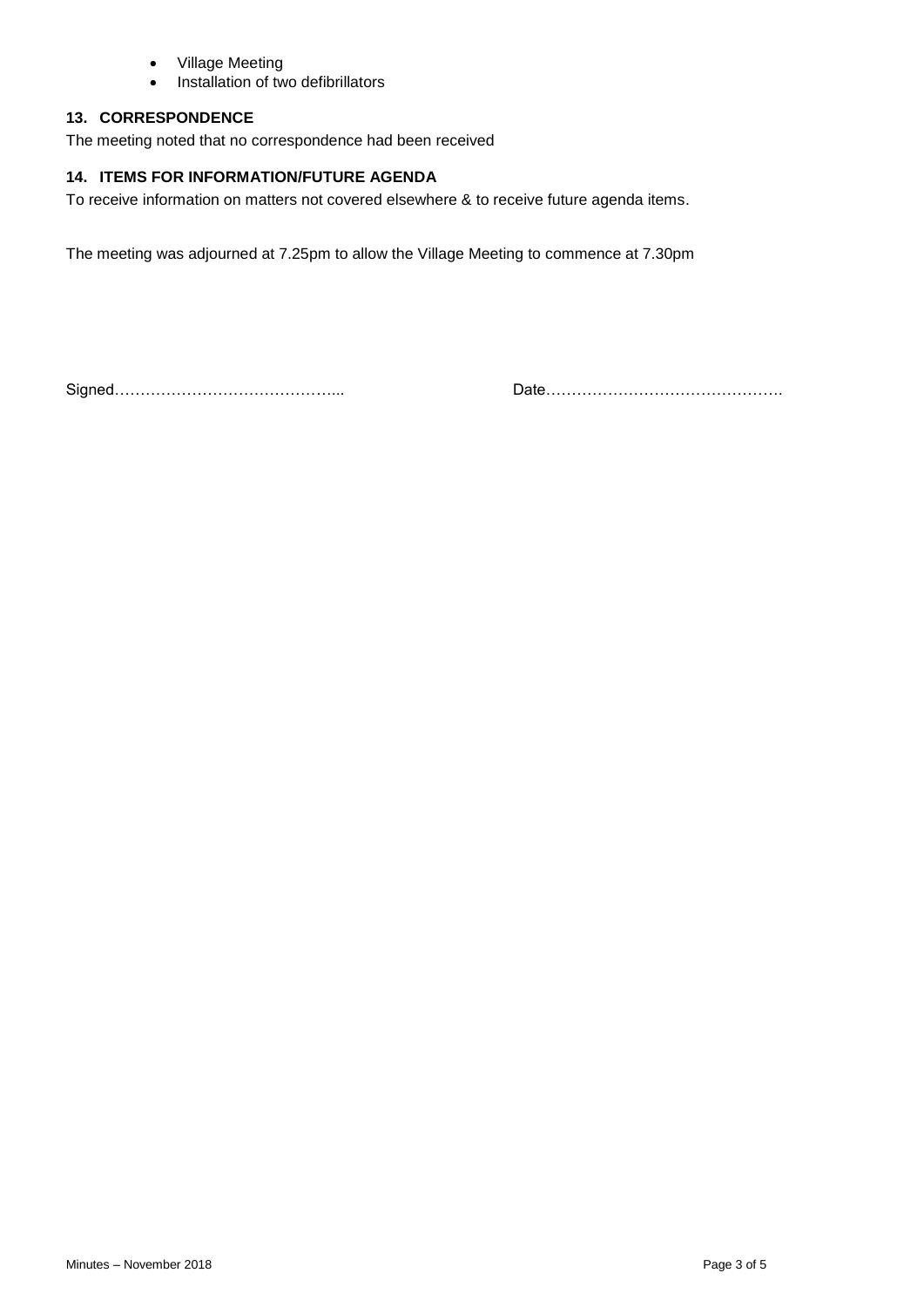- Village Meeting
- Installation of two defibrillators

### 13. CORRESPONDENCE

The meeting noted that no correspondence had been received

### 14. ITEMS FOR INFORMATION/FUTURE AGENDA

To receive information on matters not covered elsewhere & to receive future agenda items.

The meeting was adjourned at 7.25pm to allow the Village Meeting to commence at 7.30pm

Signed…………………………………...    Date……………………………………….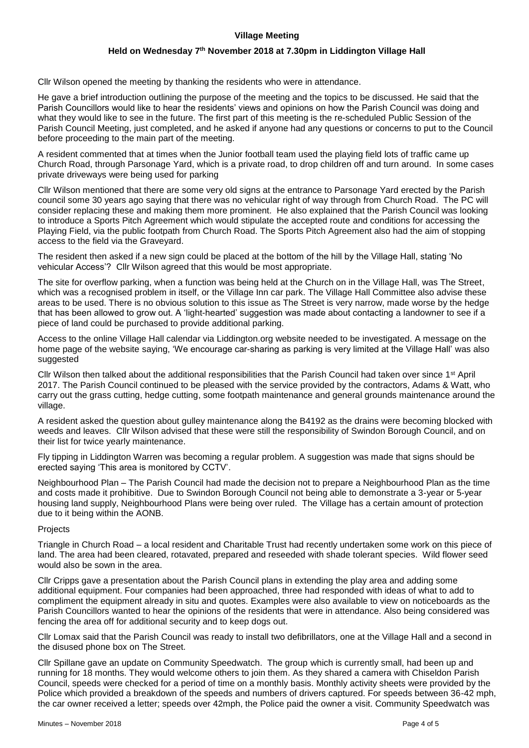**Village Meeting**

**Held on Wednesday 7th November 2018 at 7.30pm in Liddington Village Hall**

Cllr Wilson opened the meeting by thanking the residents who were in attendance.

He gave a brief introduction outlining the purpose of the meeting and the topics to be discussed. He said that the Parish Councillors would like to hear the residents' views and opinions on how the Parish Council was doing and what they would like to see in the future. The first part of this meeting is the re-scheduled Public Session of the Parish Council Meeting, just completed, and he asked if anyone had any questions or concerns to put to the Council before proceeding to the main part of the meeting.

A resident commented that at times when the Junior football team used the playing field lots of traffic came up Church Road, through Parsonage Yard, which is a private road, to drop children off and turn around. In some cases private driveways were being used for parking

Cllr Wilson mentioned that there are some very old signs at the entrance to Parsonage Yard erected by the Parish council some 30 years ago saying that there was no vehicular right of way through from Church Road. The PC will consider replacing these and making them more prominent. He also explained that the Parish Council was looking to introduce a Sports Pitch Agreement which would stipulate the accepted route and conditions for accessing the Playing Field, via the public footpath from Church Road. The Sports Pitch Agreement also had the aim of stopping access to the field via the Graveyard.

The resident then asked if a new sign could be placed at the bottom of the hill by the Village Hall, stating 'No vehicular Access'? Cllr Wilson agreed that this would be most appropriate.

The site for overflow parking, when a function was being held at the Church on in the Village Hall, was The Street, which was a recognised problem in itself, or the Village Inn car park. The Village Hall Committee also advise these areas to be used. There is no obvious solution to this issue as The Street is very narrow, made worse by the hedge that has been allowed to grow out. A 'light-hearted' suggestion was made about contacting a landowner to see if a piece of land could be purchased to provide additional parking.

Access to the online Village Hall calendar via Liddington.org website needed to be investigated. A message on the home page of the website saying, 'We encourage car-sharing as parking is very limited at the Village Hall' was also suggested

Cllr Wilson then talked about the additional responsibilities that the Parish Council had taken over since 1st April 2017. The Parish Council continued to be pleased with the service provided by the contractors, Adams & Watt, who carry out the grass cutting, hedge cutting, some footpath maintenance and general grounds maintenance around the village.

A resident asked the question about gulley maintenance along the B4192 as the drains were becoming blocked with weeds and leaves. Cllr Wilson advised that these were still the responsibility of Swindon Borough Council, and on their list for twice yearly maintenance.

Fly tipping in Liddington Warren was becoming a regular problem. A suggestion was made that signs should be erected saying 'This area is monitored by CCTV'.

Neighbourhood Plan – The Parish Council had made the decision not to prepare a Neighbourhood Plan as the time and costs made it prohibitive. Due to Swindon Borough Council not being able to demonstrate a 3-year or 5-year housing land supply, Neighbourhood Plans were being over ruled. The Village has a certain amount of protection due to it being within the AONB.

Projects

Triangle in Church Road – a local resident and Charitable Trust had recently undertaken some work on this piece of land. The area had been cleared, rotavated, prepared and reseeded with shade tolerant species. Wild flower seed would also be sown in the area.

Cllr Cripps gave a presentation about the Parish Council plans in extending the play area and adding some additional equipment. Four companies had been approached, three had responded with ideas of what to add to compliment the equipment already in situ and quotes. Examples were also available to view on noticeboards as the Parish Councillors wanted to hear the opinions of the residents that were in attendance. Also being considered was fencing the area off for additional security and to keep dogs out.

Cllr Lomax said that the Parish Council was ready to install two defibrillators, one at the Village Hall and a second in the disused phone box on The Street.

Cllr Spillane gave an update on Community Speedwatch. The group which is currently small, had been up and running for 18 months. They would welcome others to join them. As they shared a camera with Chiseldon Parish Council, speeds were checked for a period of time on a monthly basis. Monthly activity sheets were provided by the Police which provided a breakdown of the speeds and numbers of drivers captured. For speeds between 36-42 mph, the car owner received a letter; speeds over 42mph, the Police paid the owner a visit. Community Speedwatch was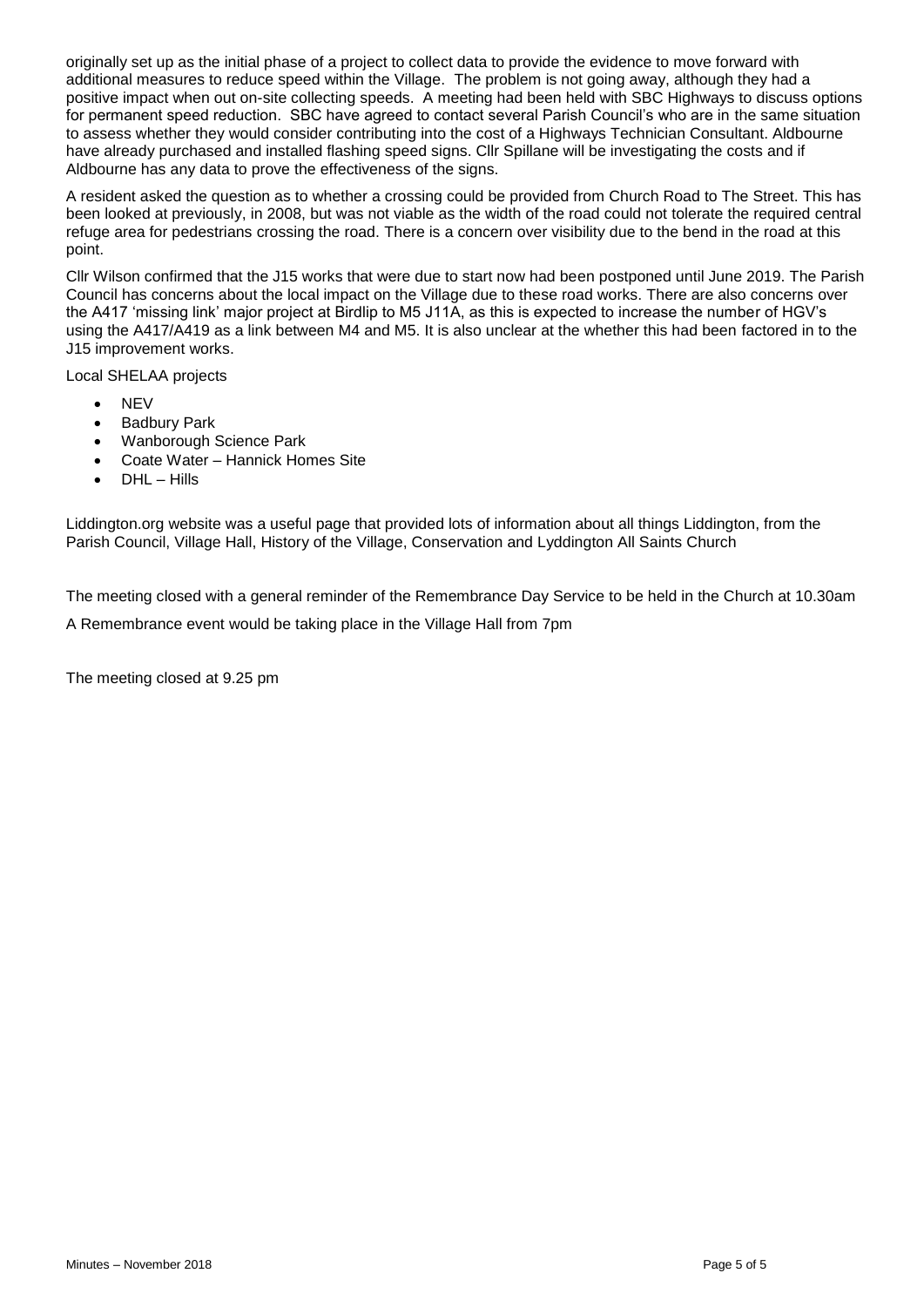originally set up as the initial phase of a project to collect data to provide the evidence to move forward with additional measures to reduce speed within the Village. The problem is not going away, although they had a positive impact when out on-site collecting speeds. A meeting had been held with SBC Highways to discuss options for permanent speed reduction. SBC have agreed to contact several Parish Council's who are in the same situation to assess whether they would consider contributing into the cost of a Highways Technician Consultant. Aldbourne have already purchased and installed flashing speed signs. Cllr Spillane will be investigating the costs and if Aldbourne has any data to prove the effectiveness of the signs.

A resident asked the question as to whether a crossing could be provided from Church Road to The Street. This has been looked at previously, in 2008, but was not viable as the width of the road could not tolerate the required central refuge area for pedestrians crossing the road. There is a concern over visibility due to the bend in the road at this point.

Cllr Wilson confirmed that the J15 works that were due to start now had been postponed until June 2019. The Parish Council has concerns about the local impact on the Village due to these road works. There are also concerns over the A417 'missing link' major project at Birdlip to M5 J11A, as this is expected to increase the number of HGV's using the A417/A419 as a link between M4 and M5. It is also unclear at the whether this had been factored in to the J15 improvement works.

Local SHELAA projects

- NEV
- Badbury Park
- Wanborough Science Park
- Coate Water – Hannick Homes Site
- DHL – Hills

Liddington.org website was a useful page that provided lots of information about all things Liddington, from the Parish Council, Village Hall, History of the Village, Conservation and Lyddington All Saints Church

The meeting closed with a general reminder of the Remembrance Day Service to be held in the Church at 10.30am

A Remembrance event would be taking place in the Village Hall from 7pm

The meeting closed at 9.25 pm